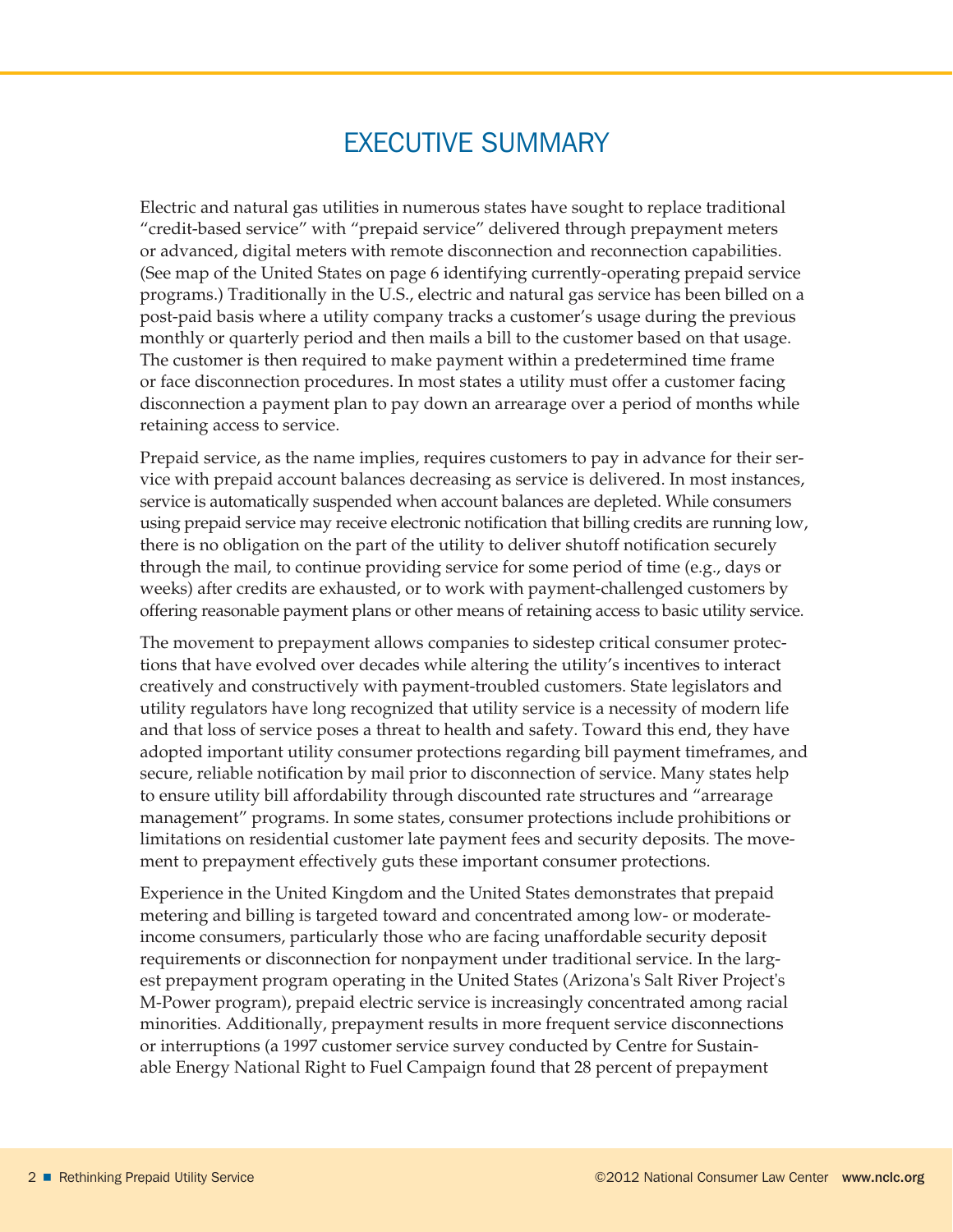# EXECUTIVE SUMMARY

Electric and natural gas utilities in numerous states have sought to replace traditional "credit-based service" with "prepaid service" delivered through prepayment meters or advanced, digital meters with remote disconnection and reconnection capabilities. (See map of the United States on page 6 identifying currently-operating prepaid service programs.) Traditionally in the U.S., electric and natural gas service has been billed on a post-paid basis where a utility company tracks a customer's usage during the previous monthly or quarterly period and then mails a bill to the customer based on that usage. The customer is then required to make payment within a predetermined time frame or face disconnection procedures. In most states a utility must offer a customer facing disconnection a payment plan to pay down an arrearage over a period of months while retaining access to service.

Prepaid service, as the name implies, requires customers to pay in advance for their service with prepaid account balances decreasing as service is delivered. In most instances, service is automatically suspended when account balances are depleted. While consumers using prepaid service may receive electronic notification that billing credits are running low, there is no obligation on the part of the utility to deliver shutoff notification securely through the mail, to continue providing service for some period of time (e.g., days or weeks) after credits are exhausted, or to work with payment-challenged customers by offering reasonable payment plans or other means of retaining access to basic utility service.

The movement to prepayment allows companies to sidestep critical consumer protections that have evolved over decades while altering the utility's incentives to interact creatively and constructively with payment-troubled customers. State legislators and utility regulators have long recognized that utility service is a necessity of modern life and that loss of service poses a threat to health and safety. Toward this end, they have adopted important utility consumer protections regarding bill payment timeframes, and secure, reliable notification by mail prior to disconnection of service. Many states help to ensure utility bill affordability through discounted rate structures and "arrearage management" programs. In some states, consumer protections include prohibitions or limitations on residential customer late payment fees and security deposits. The movement to prepayment effectively guts these important consumer protections.

Experience in the United Kingdom and the United States demonstrates that prepaid metering and billing is targeted toward and concentrated among low- or moderate-income consumers, particularly those who are facing unaffordable security deposit requirements or disconnection for nonpayment under traditional service. In the largest prepayment program operating in the United States (Arizona's Salt River Project's M-Power program), prepaid electric service is increasingly concentrated among racial minorities. Additionally, prepayment results in more frequent service disconnections or interruptions (a 1997 customer service survey conducted by Centre for Sustainable Energy National Right to Fuel Campaign found that 28 percent of prepayment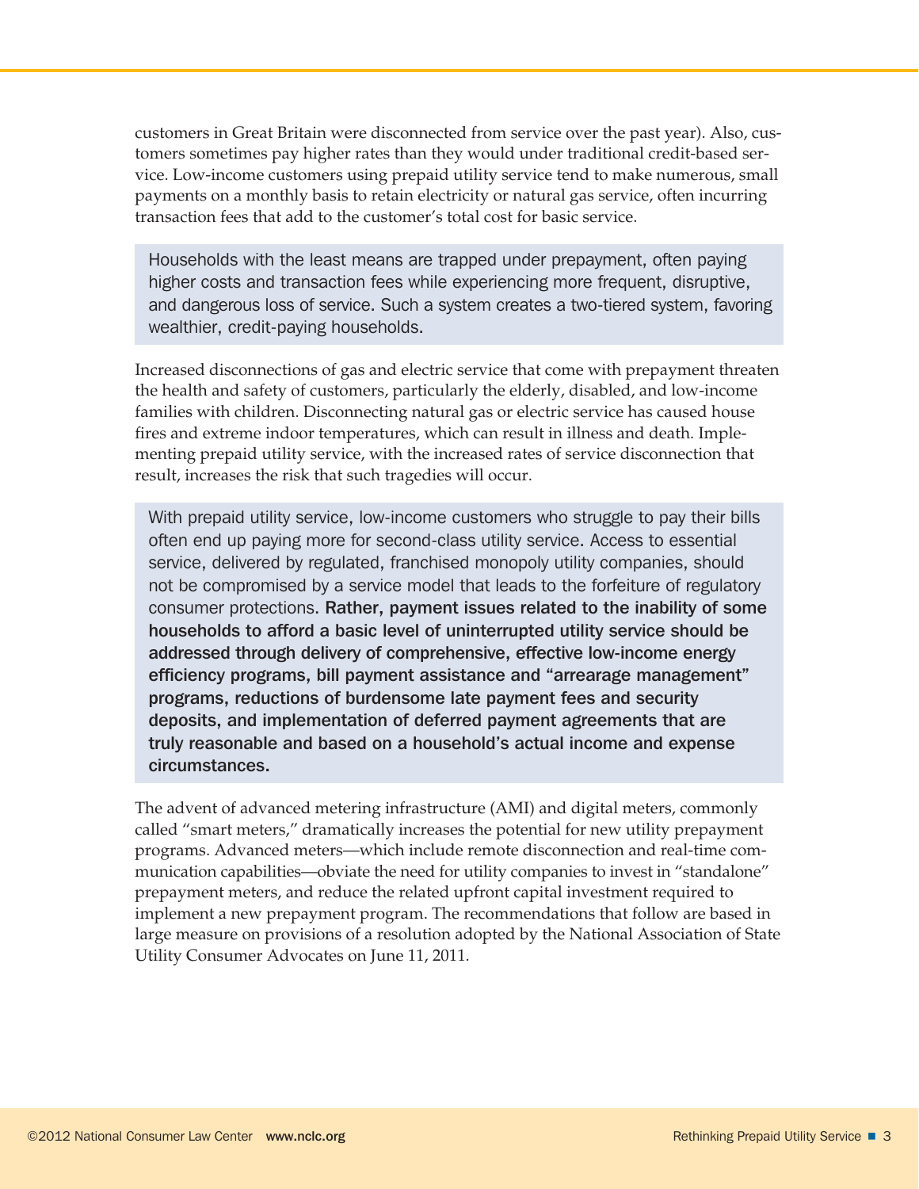customers in Great Britain were disconnected from service over the past year). Also, customers sometimes pay higher rates than they would under traditional credit-based service. Low-income customers using prepaid utility service tend to make numerous, small payments on a monthly basis to retain electricity or natural gas service, often incurring transaction fees that add to the customer's total cost for basic service.

> Households with the least means are trapped under prepayment, often paying higher costs and transaction fees while experiencing more frequent, disruptive, and dangerous loss of service. Such a system creates a two-tiered system, favoring wealthier, credit-paying households.

Increased disconnections of gas and electric service that come with prepayment threaten the health and safety of customers, particularly the elderly, disabled, and low-income families with children. Disconnecting natural gas or electric service has caused house fires and extreme indoor temperatures, which can result in illness and death. Implementing prepaid utility service, with the increased rates of service disconnection that result, increases the risk that such tragedies will occur.

> With prepaid utility service, low-income customers who struggle to pay their bills often end up paying more for second-class utility service. Access to essential service, delivered by regulated, franchised monopoly utility companies, should not be compromised by a service model that leads to the forfeiture of regulatory consumer protections. **Rather, payment issues related to the inability of some households to afford a basic level of uninterrupted utility service should be addressed through delivery of comprehensive, effective low-income energy efficiency programs, bill payment assistance and "arrearage management" programs, reductions of burdensome late payment fees and security deposits, and implementation of deferred payment agreements that are truly reasonable and based on a household's actual income and expense circumstances.**

The advent of advanced metering infrastructure (AMI) and digital meters, commonly called "smart meters," dramatically increases the potential for new utility prepayment programs. Advanced meters—which include remote disconnection and real-time communication capabilities—obviate the need for utility companies to invest in "standalone" prepayment meters, and reduce the related upfront capital investment required to implement a new prepayment program. The recommendations that follow are based in large measure on provisions of a resolution adopted by the National Association of State Utility Consumer Advocates on June 11, 2011.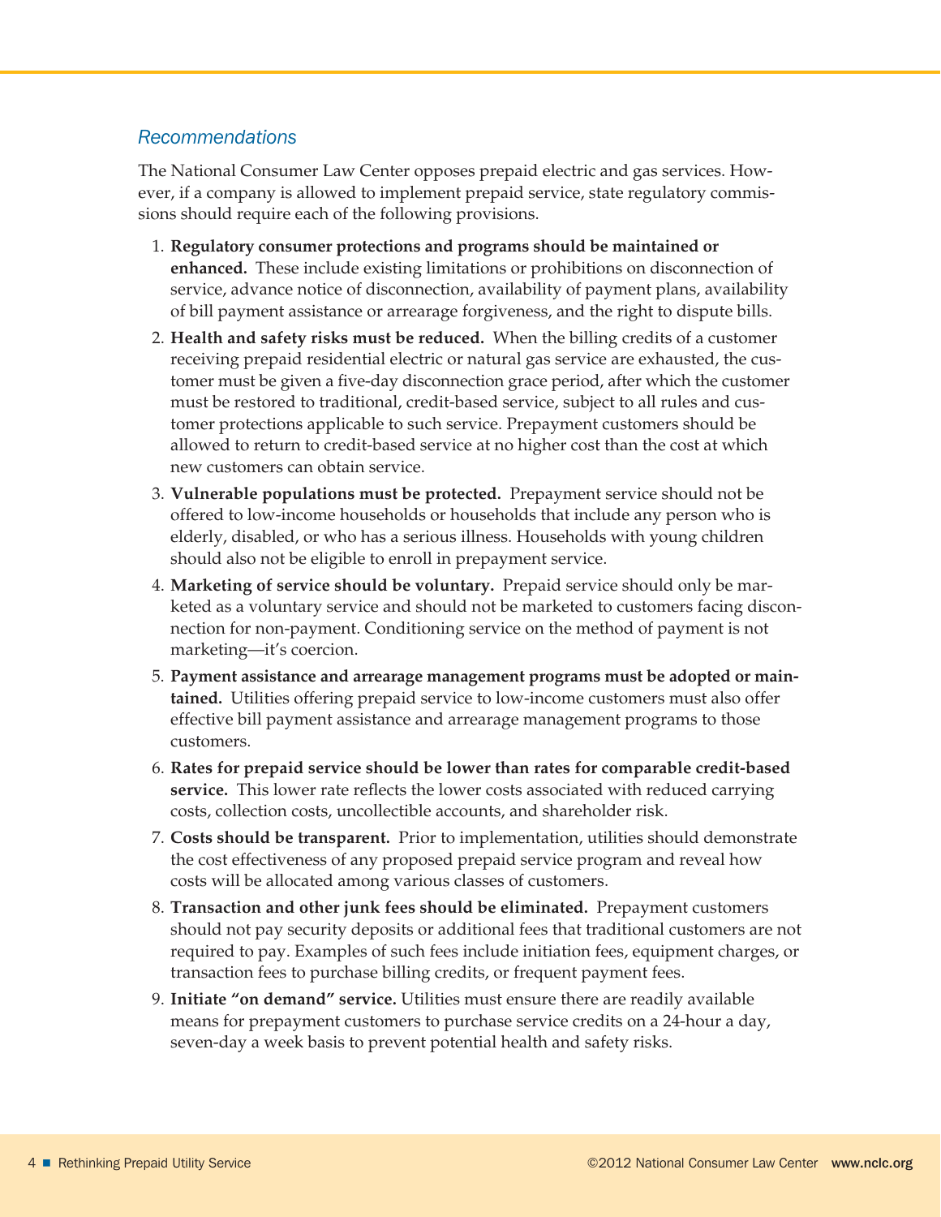## *Recommendations*

The National Consumer Law Center opposes prepaid electric and gas services. However, if a company is allowed to implement prepaid service, state regulatory commissions should require each of the following provisions.

1. **Regulatory consumer protections and programs should be maintained or enhanced.** These include existing limitations or prohibitions on disconnection of service, advance notice of disconnection, availability of payment plans, availability of bill payment assistance or arrearage forgiveness, and the right to dispute bills.
2. **Health and safety risks must be reduced.** When the billing credits of a customer receiving prepaid residential electric or natural gas service are exhausted, the customer must be given a five-day disconnection grace period, after which the customer must be restored to traditional, credit-based service, subject to all rules and customer protections applicable to such service. Prepayment customers should be allowed to return to credit-based service at no higher cost than the cost at which new customers can obtain service.
3. **Vulnerable populations must be protected.** Prepayment service should not be offered to low-income households or households that include any person who is elderly, disabled, or who has a serious illness. Households with young children should also not be eligible to enroll in prepayment service.
4. **Marketing of service should be voluntary.** Prepaid service should only be marketed as a voluntary service and should not be marketed to customers facing disconnection for non-payment. Conditioning service on the method of payment is not marketing—it's coercion.
5. **Payment assistance and arrearage management programs must be adopted or maintained.** Utilities offering prepaid service to low-income customers must also offer effective bill payment assistance and arrearage management programs to those customers.
6. **Rates for prepaid service should be lower than rates for comparable credit-based service.** This lower rate reflects the lower costs associated with reduced carrying costs, collection costs, uncollectible accounts, and shareholder risk.
7. **Costs should be transparent.** Prior to implementation, utilities should demonstrate the cost effectiveness of any proposed prepaid service program and reveal how costs will be allocated among various classes of customers.
8. **Transaction and other junk fees should be eliminated.** Prepayment customers should not pay security deposits or additional fees that traditional customers are not required to pay. Examples of such fees include initiation fees, equipment charges, or transaction fees to purchase billing credits, or frequent payment fees.
9. **Initiate "on demand" service.** Utilities must ensure there are readily available means for prepayment customers to purchase service credits on a 24-hour a day, seven-day a week basis to prevent potential health and safety risks.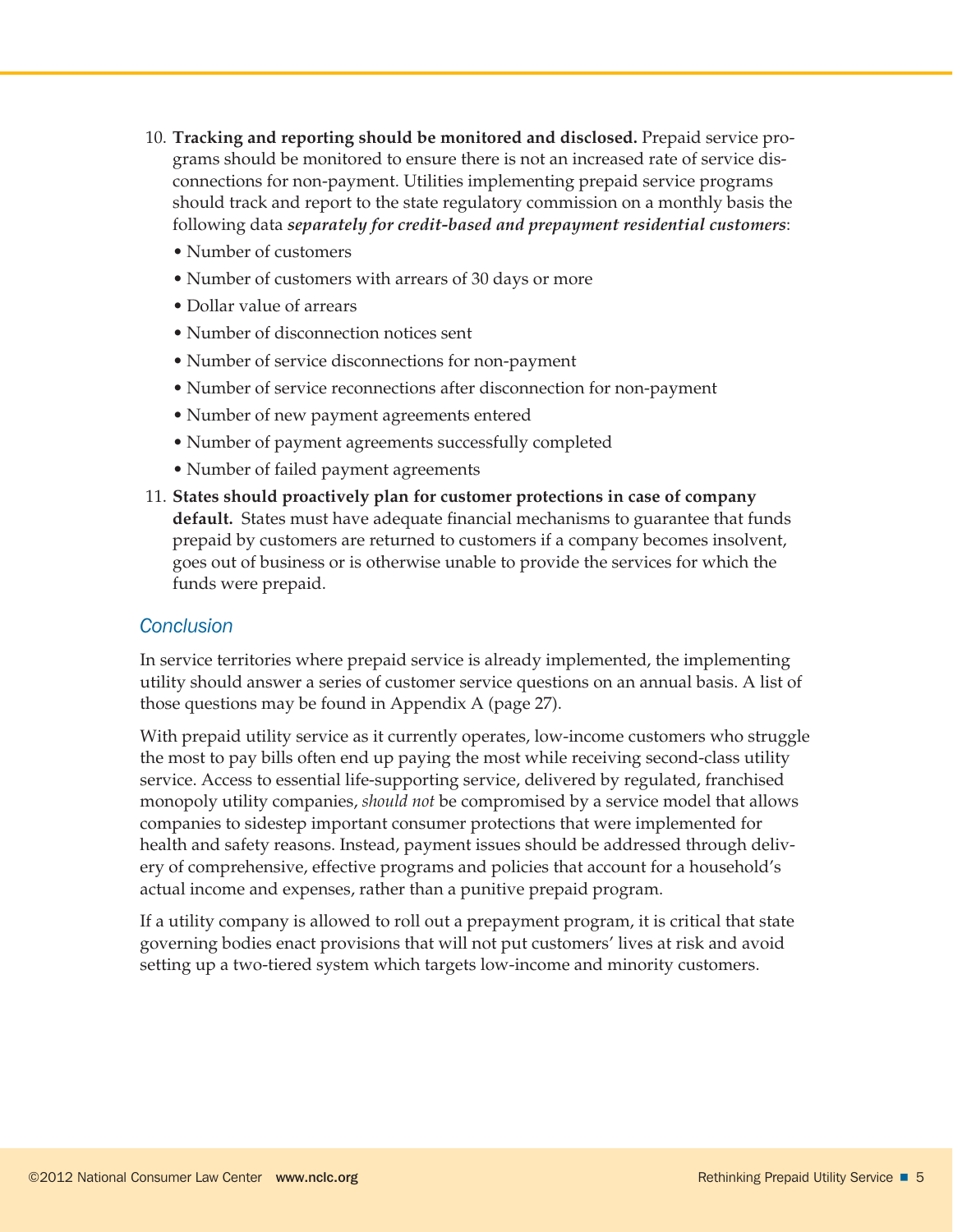10. **Tracking and reporting should be monitored and disclosed.** Prepaid service programs should be monitored to ensure there is not an increased rate of service disconnections for non-payment. Utilities implementing prepaid service programs should track and report to the state regulatory commission on a monthly basis the following data ***separately for credit-based and prepayment residential customers***:
    - Number of customers
    - Number of customers with arrears of 30 days or more
    - Dollar value of arrears
    - Number of disconnection notices sent
    - Number of service disconnections for non-payment
    - Number of service reconnections after disconnection for non-payment
    - Number of new payment agreements entered
    - Number of payment agreements successfully completed
    - Number of failed payment agreements
11. **States should proactively plan for customer protections in case of company default.** States must have adequate financial mechanisms to guarantee that funds prepaid by customers are returned to customers if a company becomes insolvent, goes out of business or is otherwise unable to provide the services for which the funds were prepaid.

## *Conclusion*

In service territories where prepaid service is already implemented, the implementing utility should answer a series of customer service questions on an annual basis. A list of those questions may be found in Appendix A (page 27).

With prepaid utility service as it currently operates, low-income customers who struggle the most to pay bills often end up paying the most while receiving second-class utility service. Access to essential life-supporting service, delivered by regulated, franchised monopoly utility companies, *should not* be compromised by a service model that allows companies to sidestep important consumer protections that were implemented for health and safety reasons. Instead, payment issues should be addressed through delivery of comprehensive, effective programs and policies that account for a household's actual income and expenses, rather than a punitive prepaid program.

If a utility company is allowed to roll out a prepayment program, it is critical that state governing bodies enact provisions that will not put customers' lives at risk and avoid setting up a two-tiered system which targets low-income and minority customers.